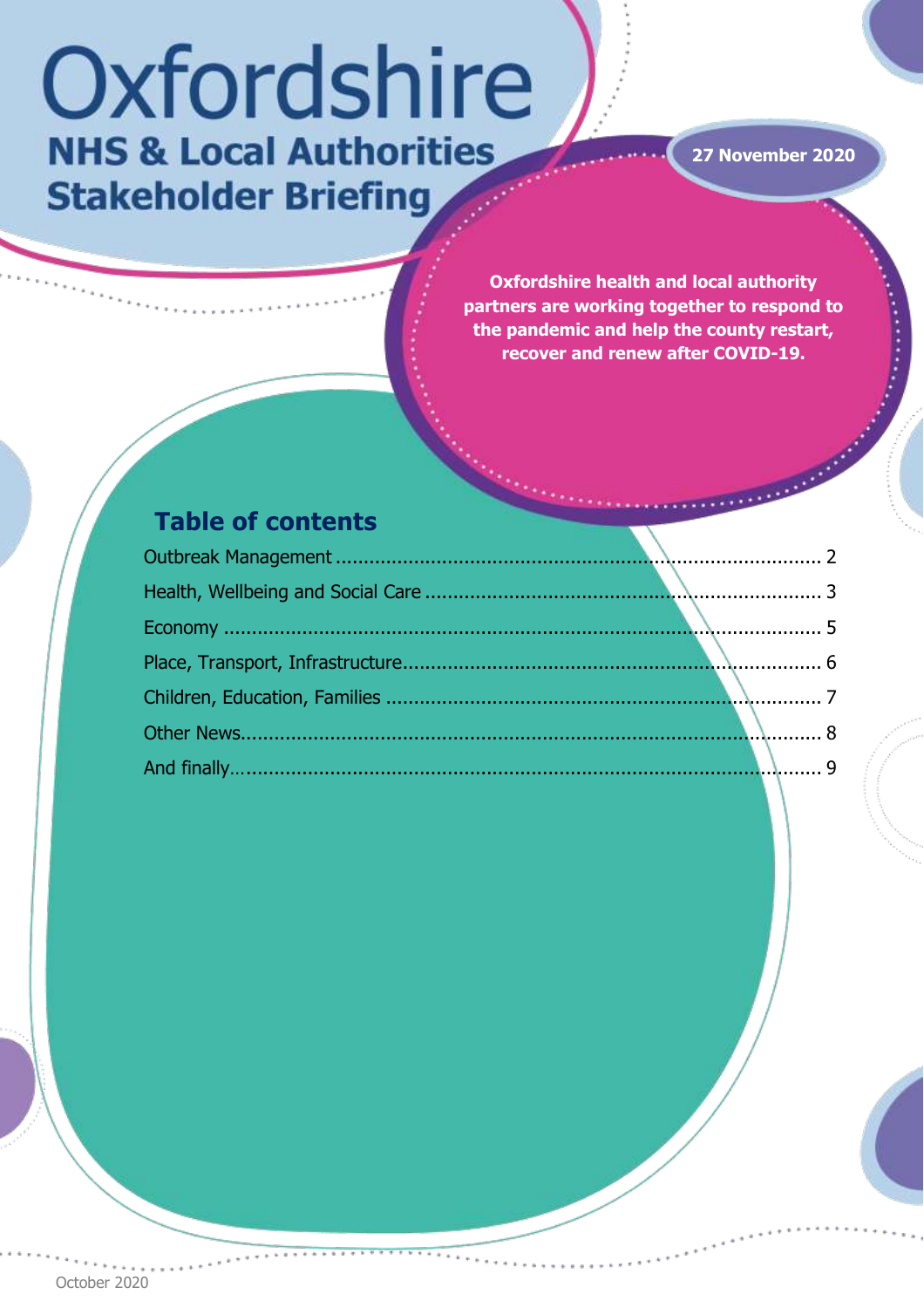# Oxfordshire

## NHS & Local Authorities Stakeholder Briefing

27 November 2020

**Oxfordshire health and local authority partners are working together to respond to the pandemic and help the county restart, recover and renew after COVID-19.**

## Table of contents

Outbreak Management ........ 2
Health, Wellbeing and Social Care ........ 3
Economy ........ 5
Place, Transport, Infrastructure ........ 6
Children, Education, Families ........ 7
Other News ........ 8
And finally ........ 9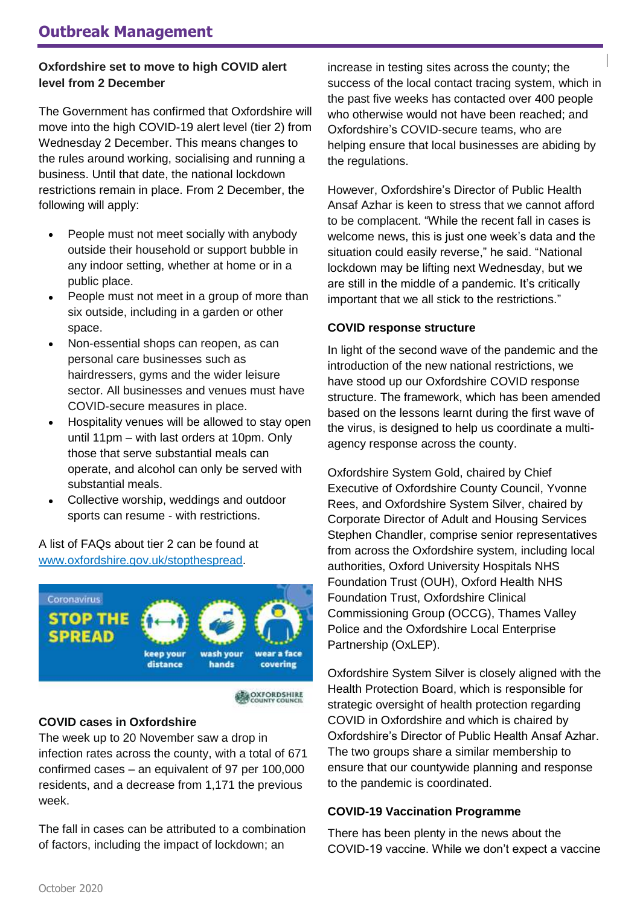# Outbreak Management

**Oxfordshire set to move to high COVID alert level from 2 December**

The Government has confirmed that Oxfordshire will move into the high COVID-19 alert level (tier 2) from Wednesday 2 December. This means changes to the rules around working, socialising and running a business. Until that date, the national lockdown restrictions remain in place. From 2 December, the following will apply:

- People must not meet socially with anybody outside their household or support bubble in any indoor setting, whether at home or in a public place.
- People must not meet in a group of more than six outside, including in a garden or other space.
- Non-essential shops can reopen, as can personal care businesses such as hairdressers, gyms and the wider leisure sector. All businesses and venues must have COVID-secure measures in place.
- Hospitality venues will be allowed to stay open until 11pm – with last orders at 10pm. Only those that serve substantial meals can operate, and alcohol can only be served with substantial meals.
- Collective worship, weddings and outdoor sports can resume - with restrictions.

A list of FAQs about tier 2 can be found at www.oxfordshire.gov.uk/stopthespread.

Coronavirus STOP THE SPREAD — keep your distance, wash your hands, wear a face covering. Oxfordshire County Council

**COVID cases in Oxfordshire**

The week up to 20 November saw a drop in infection rates across the county, with a total of 671 confirmed cases – an equivalent of 97 per 100,000 residents, and a decrease from 1,171 the previous week.

The fall in cases can be attributed to a combination of factors, including the impact of lockdown; an increase in testing sites across the county; the success of the local contact tracing system, which in the past five weeks has contacted over 400 people who otherwise would not have been reached; and Oxfordshire's COVID-secure teams, who are helping ensure that local businesses are abiding by the regulations.

However, Oxfordshire's Director of Public Health Ansaf Azhar is keen to stress that we cannot afford to be complacent. "While the recent fall in cases is welcome news, this is just one week's data and the situation could easily reverse," he said. "National lockdown may be lifting next Wednesday, but we are still in the middle of a pandemic. It's critically important that we all stick to the restrictions."

**COVID response structure**

In light of the second wave of the pandemic and the introduction of the new national restrictions, we have stood up our Oxfordshire COVID response structure. The framework, which has been amended based on the lessons learnt during the first wave of the virus, is designed to help us coordinate a multi-agency response across the county.

Oxfordshire System Gold, chaired by Chief Executive of Oxfordshire County Council, Yvonne Rees, and Oxfordshire System Silver, chaired by Corporate Director of Adult and Housing Services Stephen Chandler, comprise senior representatives from across the Oxfordshire system, including local authorities, Oxford University Hospitals NHS Foundation Trust (OUH), Oxford Health NHS Foundation Trust, Oxfordshire Clinical Commissioning Group (OCCG), Thames Valley Police and the Oxfordshire Local Enterprise Partnership (OxLEP).

Oxfordshire System Silver is closely aligned with the Health Protection Board, which is responsible for strategic oversight of health protection regarding COVID in Oxfordshire and which is chaired by Oxfordshire's Director of Public Health Ansaf Azhar. The two groups share a similar membership to ensure that our countywide planning and response to the pandemic is coordinated.

**COVID-19 Vaccination Programme**

There has been plenty in the news about the COVID-19 vaccine. While we don't expect a vaccine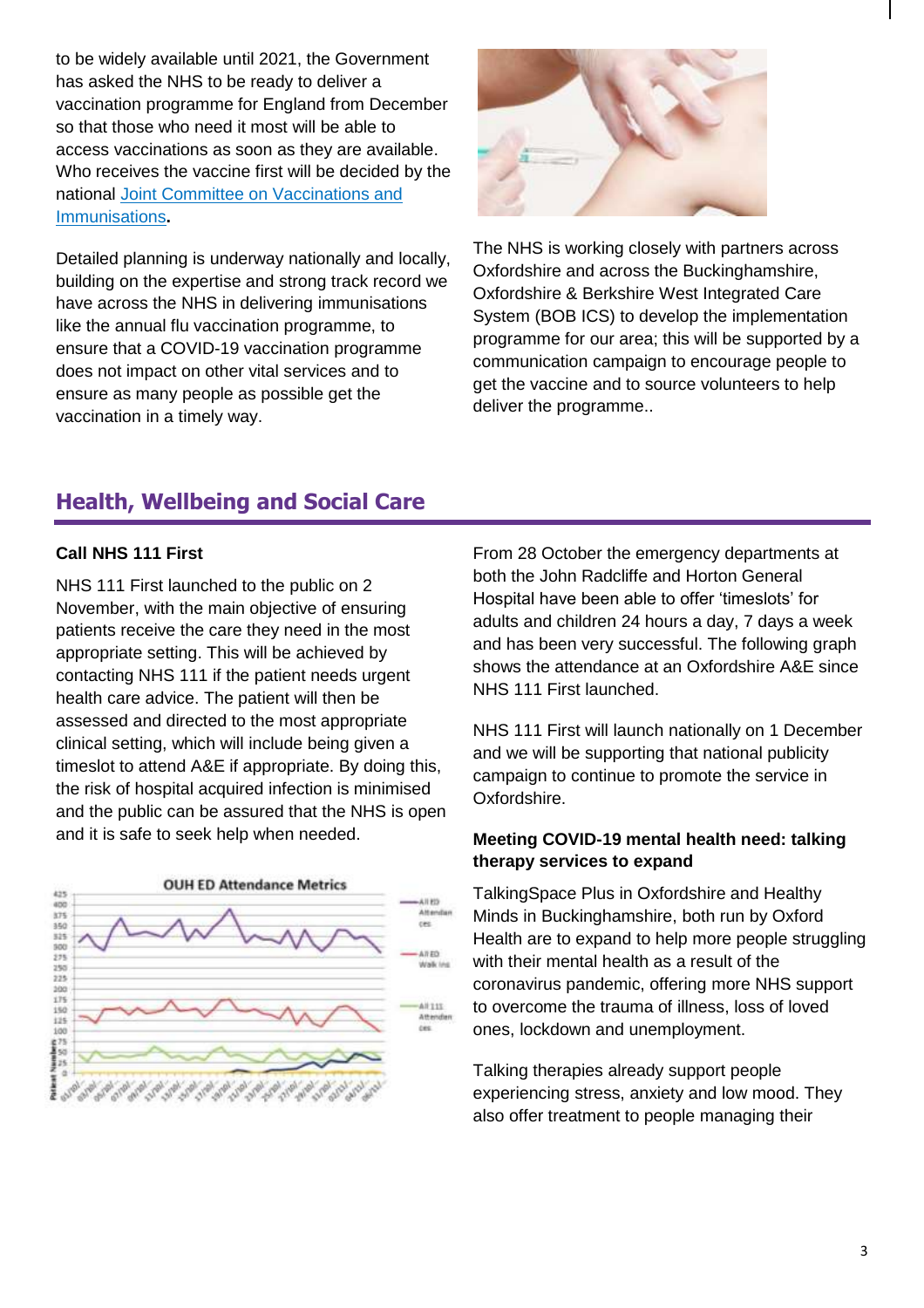to be widely available until 2021, the Government has asked the NHS to be ready to deliver a vaccination programme for England from December so that those who need it most will be able to access vaccinations as soon as they are available. Who receives the vaccine first will be decided by the national Joint Committee on Vaccinations and Immunisations**.**

Detailed planning is underway nationally and locally, building on the expertise and strong track record we have across the NHS in delivering immunisations like the annual flu vaccination programme, to ensure that a COVID-19 vaccination programme does not impact on other vital services and to ensure as many people as possible get the vaccination in a timely way.

The NHS is working closely with partners across Oxfordshire and across the Buckinghamshire, Oxfordshire & Berkshire West Integrated Care System (BOB ICS) to develop the implementation programme for our area; this will be supported by a communication campaign to encourage people to get the vaccine and to source volunteers to help deliver the programme..

## Health, Wellbeing and Social Care

### Call NHS 111 First

NHS 111 First launched to the public on 2 November, with the main objective of ensuring patients receive the care they need in the most appropriate setting. This will be achieved by contacting NHS 111 if the patient needs urgent health care advice. The patient will then be assessed and directed to the most appropriate clinical setting, which will include being given a timeslot to attend A&E if appropriate. By doing this, the risk of hospital acquired infection is minimised and the public can be assured that the NHS is open and it is safe to seek help when needed.

OUH ED Attendance Metrics

From 28 October the emergency departments at both the John Radcliffe and Horton General Hospital have been able to offer 'timeslots' for adults and children 24 hours a day, 7 days a week and has been very successful. The following graph shows the attendance at an Oxfordshire A&E since NHS 111 First launched.

NHS 111 First will launch nationally on 1 December and we will be supporting that national publicity campaign to continue to promote the service in Oxfordshire.

### Meeting COVID-19 mental health need: talking therapy services to expand

TalkingSpace Plus in Oxfordshire and Healthy Minds in Buckinghamshire, both run by Oxford Health are to expand to help more people struggling with their mental health as a result of the coronavirus pandemic, offering more NHS support to overcome the trauma of illness, loss of loved ones, lockdown and unemployment.

Talking therapies already support people experiencing stress, anxiety and low mood. They also offer treatment to people managing their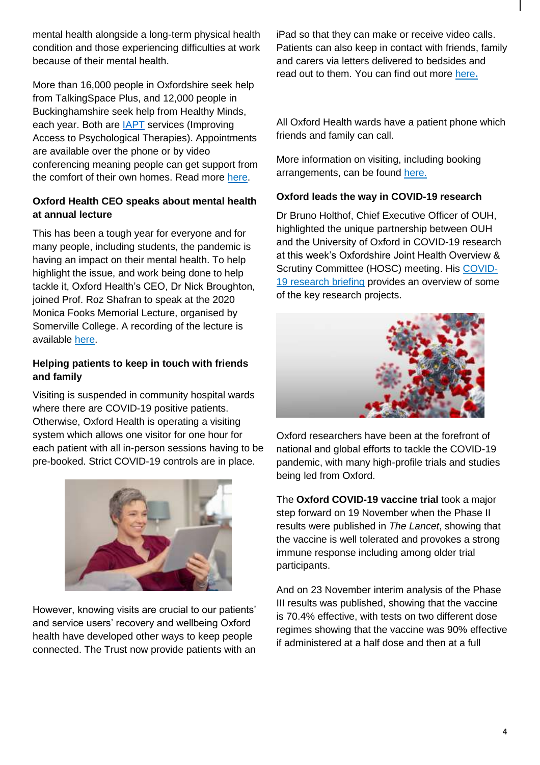mental health alongside a long-term physical health condition and those experiencing difficulties at work because of their mental health.

More than 16,000 people in Oxfordshire seek help from TalkingSpace Plus, and 12,000 people in Buckinghamshire seek help from Healthy Minds, each year. Both are IAPT services (Improving Access to Psychological Therapies). Appointments are available over the phone or by video conferencing meaning people can get support from the comfort of their own homes. Read more here.

### Oxford Health CEO speaks about mental health at annual lecture

This has been a tough year for everyone and for many people, including students, the pandemic is having an impact on their mental health. To help highlight the issue, and work being done to help tackle it, Oxford Health's CEO, Dr Nick Broughton, joined Prof. Roz Shafran to speak at the 2020 Monica Fooks Memorial Lecture, organised by Somerville College. A recording of the lecture is available here.

### Helping patients to keep in touch with friends and family

Visiting is suspended in community hospital wards where there are COVID-19 positive patients. Otherwise, Oxford Health is operating a visiting system which allows one visitor for one hour for each patient with all in-person sessions having to be pre-booked. Strict COVID-19 controls are in place.

However, knowing visits are crucial to our patients' and service users' recovery and wellbeing Oxford health have developed other ways to keep people connected. The Trust now provide patients with an iPad so that they can make or receive video calls. Patients can also keep in contact with friends, family and carers via letters delivered to bedsides and read out to them. You can find out more here.

All Oxford Health wards have a patient phone which friends and family can call.

More information on visiting, including booking arrangements, can be found here.

### Oxford leads the way in COVID-19 research

Dr Bruno Holthof, Chief Executive Officer of OUH, highlighted the unique partnership between OUH and the University of Oxford in COVID-19 research at this week's Oxfordshire Joint Health Overview & Scrutiny Committee (HOSC) meeting. His COVID-19 research briefing provides an overview of some of the key research projects.

Oxford researchers have been at the forefront of national and global efforts to tackle the COVID-19 pandemic, with many high-profile trials and studies being led from Oxford.

The **Oxford COVID-19 vaccine trial** took a major step forward on 19 November when the Phase II results were published in *The Lancet*, showing that the vaccine is well tolerated and provokes a strong immune response including among older trial participants.

And on 23 November interim analysis of the Phase III results was published, showing that the vaccine is 70.4% effective, with tests on two different dose regimes showing that the vaccine was 90% effective if administered at a half dose and then at a full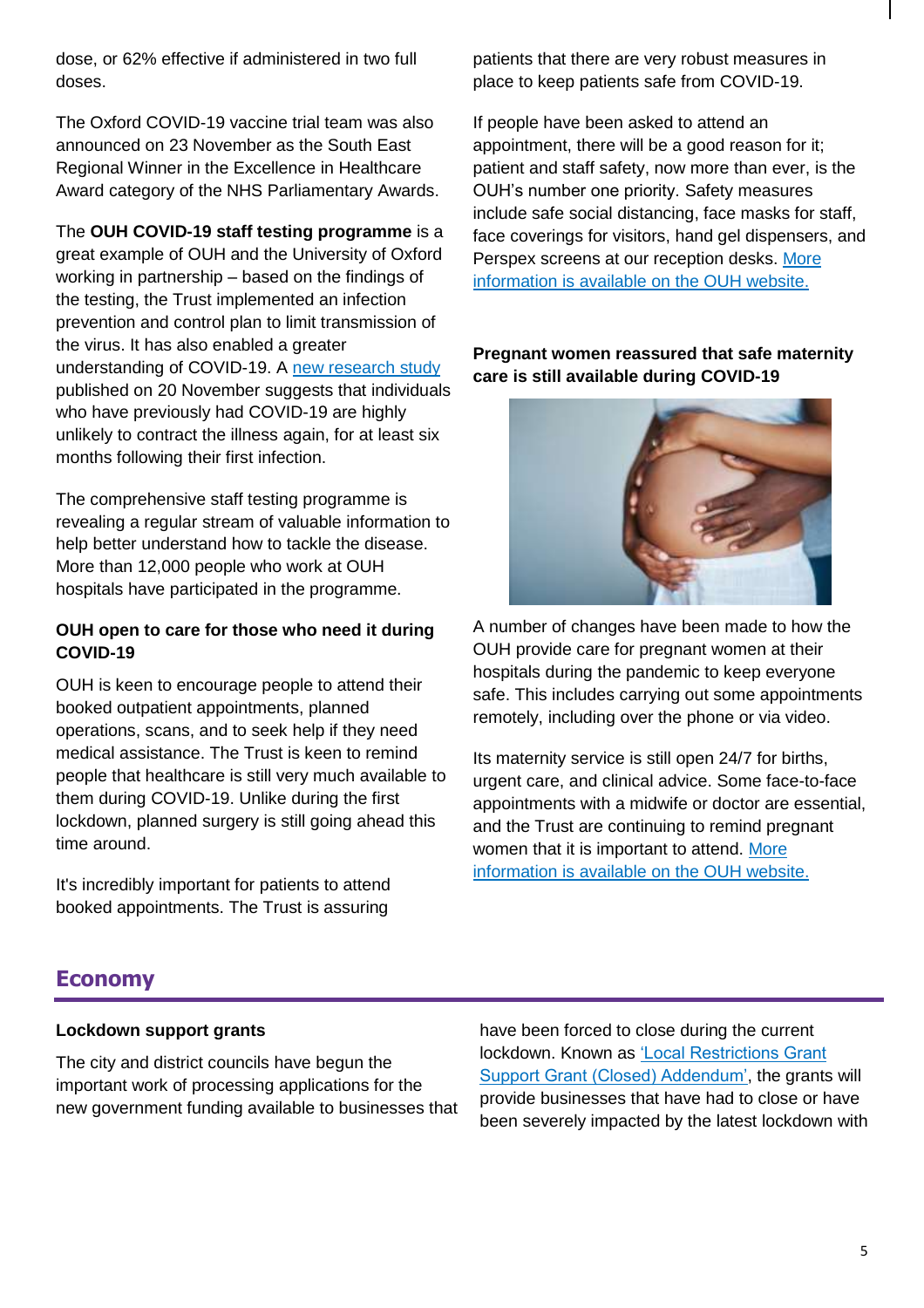dose, or 62% effective if administered in two full doses.

The Oxford COVID-19 vaccine trial team was also announced on 23 November as the South East Regional Winner in the Excellence in Healthcare Award category of the NHS Parliamentary Awards.

The **OUH COVID-19 staff testing programme** is a great example of OUH and the University of Oxford working in partnership – based on the findings of the testing, the Trust implemented an infection prevention and control plan to limit transmission of the virus. It has also enabled a greater understanding of COVID-19. A new research study published on 20 November suggests that individuals who have previously had COVID-19 are highly unlikely to contract the illness again, for at least six months following their first infection.

The comprehensive staff testing programme is revealing a regular stream of valuable information to help better understand how to tackle the disease. More than 12,000 people who work at OUH hospitals have participated in the programme.

**OUH open to care for those who need it during COVID-19**

OUH is keen to encourage people to attend their booked outpatient appointments, planned operations, scans, and to seek help if they need medical assistance. The Trust is keen to remind people that healthcare is still very much available to them during COVID-19. Unlike during the first lockdown, planned surgery is still going ahead this time around.

It's incredibly important for patients to attend booked appointments. The Trust is assuring patients that there are very robust measures in place to keep patients safe from COVID-19.

If people have been asked to attend an appointment, there will be a good reason for it; patient and staff safety, now more than ever, is the OUH's number one priority. Safety measures include safe social distancing, face masks for staff, face coverings for visitors, hand gel dispensers, and Perspex screens at our reception desks. More information is available on the OUH website.

**Pregnant women reassured that safe maternity care is still available during COVID-19**

A number of changes have been made to how the OUH provide care for pregnant women at their hospitals during the pandemic to keep everyone safe. This includes carrying out some appointments remotely, including over the phone or via video.

Its maternity service is still open 24/7 for births, urgent care, and clinical advice. Some face-to-face appointments with a midwife or doctor are essential, and the Trust are continuing to remind pregnant women that it is important to attend. More information is available on the OUH website.

## Economy

**Lockdown support grants**

The city and district councils have begun the important work of processing applications for the new government funding available to businesses that have been forced to close during the current lockdown. Known as 'Local Restrictions Grant Support Grant (Closed) Addendum', the grants will provide businesses that have had to close or have been severely impacted by the latest lockdown with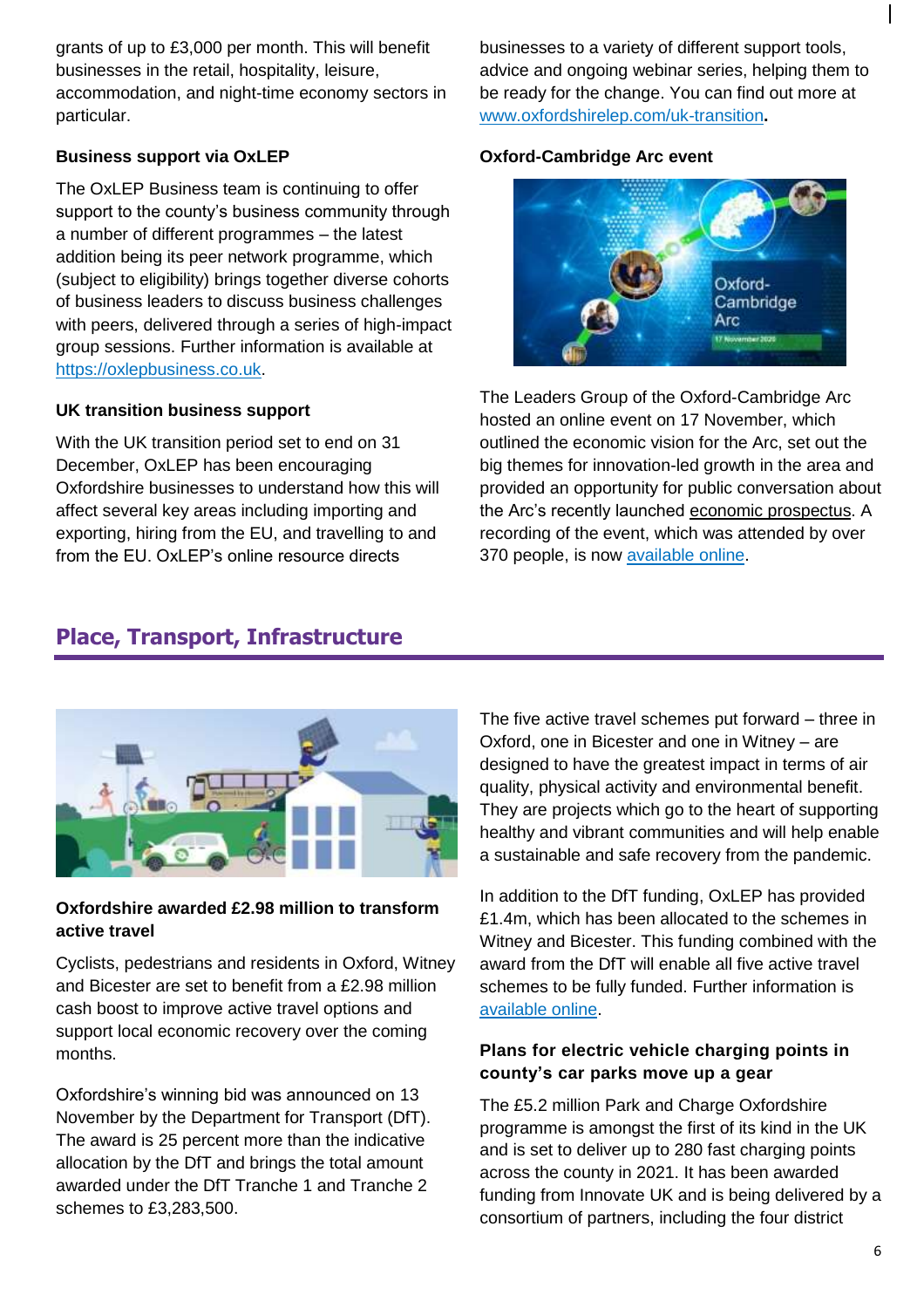grants of up to £3,000 per month. This will benefit businesses in the retail, hospitality, leisure, accommodation, and night-time economy sectors in particular.

**Business support via OxLEP**

The OxLEP Business team is continuing to offer support to the county's business community through a number of different programmes – the latest addition being its peer network programme, which (subject to eligibility) brings together diverse cohorts of business leaders to discuss business challenges with peers, delivered through a series of high-impact group sessions. Further information is available at https://oxlepbusiness.co.uk.

**UK transition business support**

With the UK transition period set to end on 31 December, OxLEP has been encouraging Oxfordshire businesses to understand how this will affect several key areas including importing and exporting, hiring from the EU, and travelling to and from the EU. OxLEP's online resource directs businesses to a variety of different support tools, advice and ongoing webinar series, helping them to be ready for the change. You can find out more at www.oxfordshirelep.com/uk-transition.

**Oxford-Cambridge Arc event**

The Leaders Group of the Oxford-Cambridge Arc hosted an online event on 17 November, which outlined the economic vision for the Arc, set out the big themes for innovation-led growth in the area and provided an opportunity for public conversation about the Arc's recently launched economic prospectus. A recording of the event, which was attended by over 370 people, is now available online.

## Place, Transport, Infrastructure

**Oxfordshire awarded £2.98 million to transform active travel**

Cyclists, pedestrians and residents in Oxford, Witney and Bicester are set to benefit from a £2.98 million cash boost to improve active travel options and support local economic recovery over the coming months.

Oxfordshire's winning bid was announced on 13 November by the Department for Transport (DfT). The award is 25 percent more than the indicative allocation by the DfT and brings the total amount awarded under the DfT Tranche 1 and Tranche 2 schemes to £3,283,500.

The five active travel schemes put forward – three in Oxford, one in Bicester and one in Witney – are designed to have the greatest impact in terms of air quality, physical activity and environmental benefit. They are projects which go to the heart of supporting healthy and vibrant communities and will help enable a sustainable and safe recovery from the pandemic.

In addition to the DfT funding, OxLEP has provided £1.4m, which has been allocated to the schemes in Witney and Bicester. This funding combined with the award from the DfT will enable all five active travel schemes to be fully funded. Further information is available online.

**Plans for electric vehicle charging points in county's car parks move up a gear**

The £5.2 million Park and Charge Oxfordshire programme is amongst the first of its kind in the UK and is set to deliver up to 280 fast charging points across the county in 2021. It has been awarded funding from Innovate UK and is being delivered by a consortium of partners, including the four district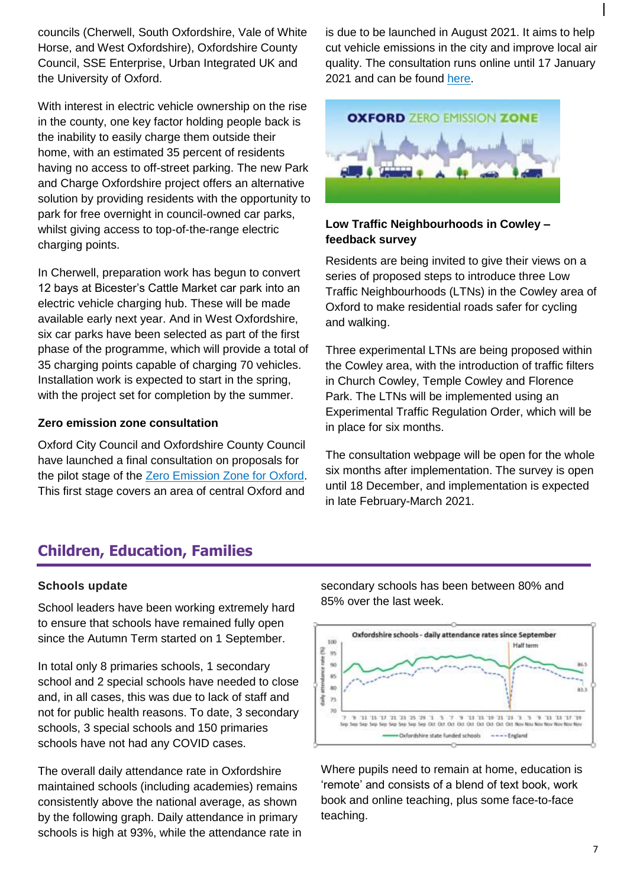councils (Cherwell, South Oxfordshire, Vale of White Horse, and West Oxfordshire), Oxfordshire County Council, SSE Enterprise, Urban Integrated UK and the University of Oxford.

With interest in electric vehicle ownership on the rise in the county, one key factor holding people back is the inability to easily charge them outside their home, with an estimated 35 percent of residents having no access to off-street parking. The new Park and Charge Oxfordshire project offers an alternative solution by providing residents with the opportunity to park for free overnight in council-owned car parks, whilst giving access to top-of-the-range electric charging points.

In Cherwell, preparation work has begun to convert 12 bays at Bicester's Cattle Market car park into an electric vehicle charging hub. These will be made available early next year. And in West Oxfordshire, six car parks have been selected as part of the first phase of the programme, which will provide a total of 35 charging points capable of charging 70 vehicles. Installation work is expected to start in the spring, with the project set for completion by the summer.

**Zero emission zone consultation**

Oxford City Council and Oxfordshire County Council have launched a final consultation on proposals for the pilot stage of the Zero Emission Zone for Oxford. This first stage covers an area of central Oxford and is due to be launched in August 2021. It aims to help cut vehicle emissions in the city and improve local air quality. The consultation runs online until 17 January 2021 and can be found here.

OXFORD ZERO EMISSION ZONE

**Low Traffic Neighbourhoods in Cowley – feedback survey**

Residents are being invited to give their views on a series of proposed steps to introduce three Low Traffic Neighbourhoods (LTNs) in the Cowley area of Oxford to make residential roads safer for cycling and walking.

Three experimental LTNs are being proposed within the Cowley area, with the introduction of traffic filters in Church Cowley, Temple Cowley and Florence Park. The LTNs will be implemented using an Experimental Traffic Regulation Order, which will be in place for six months.

The consultation webpage will be open for the whole six months after implementation. The survey is open until 18 December, and implementation is expected in late February-March 2021.

## Children, Education, Families

**Schools update**

School leaders have been working extremely hard to ensure that schools have remained fully open since the Autumn Term started on 1 September.

In total only 8 primaries schools, 1 secondary school and 2 special schools have needed to close and, in all cases, this was due to lack of staff and not for public health reasons. To date, 3 secondary schools, 3 special schools and 150 primaries schools have not had any COVID cases.

The overall daily attendance rate in Oxfordshire maintained schools (including academies) remains consistently above the national average, as shown by the following graph. Daily attendance in primary schools is high at 93%, while the attendance rate in secondary schools has been between 80% and 85% over the last week.

Oxfordshire schools - daily attendance rates since September

Where pupils need to remain at home, education is 'remote' and consists of a blend of text book, work book and online teaching, plus some face-to-face teaching.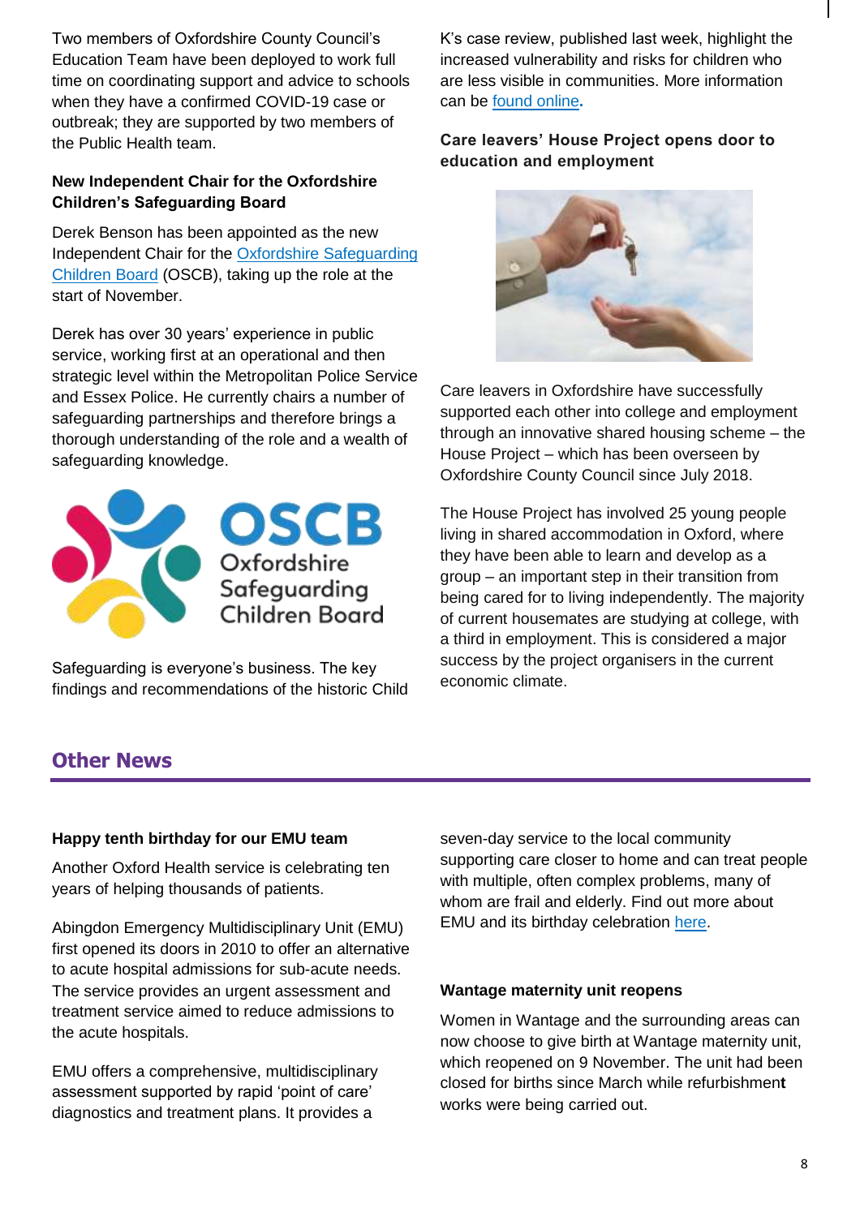Two members of Oxfordshire County Council's Education Team have been deployed to work full time on coordinating support and advice to schools when they have a confirmed COVID-19 case or outbreak; they are supported by two members of the Public Health team.

### New Independent Chair for the Oxfordshire Children's Safeguarding Board

Derek Benson has been appointed as the new Independent Chair for the Oxfordshire Safeguarding Children Board (OSCB), taking up the role at the start of November.

Derek has over 30 years' experience in public service, working first at an operational and then strategic level within the Metropolitan Police Service and Essex Police. He currently chairs a number of safeguarding partnerships and therefore brings a thorough understanding of the role and a wealth of safeguarding knowledge.

OSCB Oxfordshire Safeguarding Children Board

Safeguarding is everyone's business. The key findings and recommendations of the historic Child K's case review, published last week, highlight the increased vulnerability and risks for children who are less visible in communities. More information can be found online.

### Care leavers' House Project opens door to education and employment

Care leavers in Oxfordshire have successfully supported each other into college and employment through an innovative shared housing scheme – the House Project – which has been overseen by Oxfordshire County Council since July 2018.

The House Project has involved 25 young people living in shared accommodation in Oxford, where they have been able to learn and develop as a group – an important step in their transition from being cared for to living independently. The majority of current housemates are studying at college, with a third in employment. This is considered a major success by the project organisers in the current economic climate.

## Other News

### Happy tenth birthday for our EMU team

Another Oxford Health service is celebrating ten years of helping thousands of patients.

Abingdon Emergency Multidisciplinary Unit (EMU) first opened its doors in 2010 to offer an alternative to acute hospital admissions for sub-acute needs. The service provides an urgent assessment and treatment service aimed to reduce admissions to the acute hospitals.

EMU offers a comprehensive, multidisciplinary assessment supported by rapid 'point of care' diagnostics and treatment plans. It provides a seven-day service to the local community supporting care closer to home and can treat people with multiple, often complex problems, many of whom are frail and elderly. Find out more about EMU and its birthday celebration here.

### Wantage maternity unit reopens

Women in Wantage and the surrounding areas can now choose to give birth at Wantage maternity unit, which reopened on 9 November. The unit had been closed for births since March while refurbishment works were being carried out.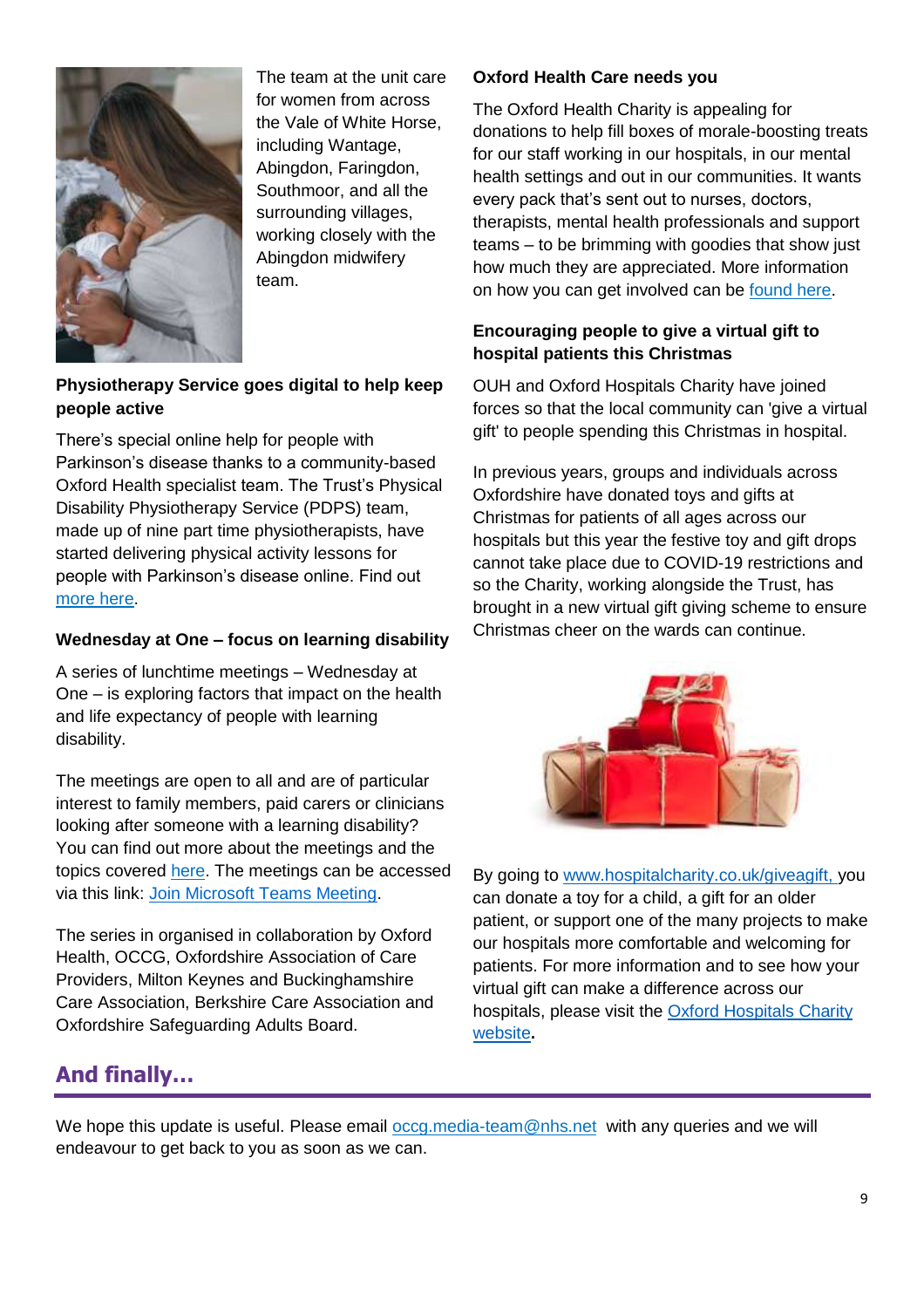The team at the unit care for women from across the Vale of White Horse, including Wantage, Abingdon, Faringdon, Southmoor, and all the surrounding villages, working closely with the Abingdon midwifery team.

**Physiotherapy Service goes digital to help keep people active**

There's special online help for people with Parkinson's disease thanks to a community-based Oxford Health specialist team. The Trust's Physical Disability Physiotherapy Service (PDPS) team, made up of nine part time physiotherapists, have started delivering physical activity lessons for people with Parkinson's disease online. Find out more here.

**Wednesday at One – focus on learning disability**

A series of lunchtime meetings – Wednesday at One – is exploring factors that impact on the health and life expectancy of people with learning disability.

The meetings are open to all and are of particular interest to family members, paid carers or clinicians looking after someone with a learning disability? You can find out more about the meetings and the topics covered here. The meetings can be accessed via this link: Join Microsoft Teams Meeting.

The series in organised in collaboration by Oxford Health, OCCG, Oxfordshire Association of Care Providers, Milton Keynes and Buckinghamshire Care Association, Berkshire Care Association and Oxfordshire Safeguarding Adults Board.

**Oxford Health Care needs you**

The Oxford Health Charity is appealing for donations to help fill boxes of morale-boosting treats for our staff working in our hospitals, in our mental health settings and out in our communities. It wants every pack that's sent out to nurses, doctors, therapists, mental health professionals and support teams – to be brimming with goodies that show just how much they are appreciated. More information on how you can get involved can be found here.

**Encouraging people to give a virtual gift to hospital patients this Christmas**

OUH and Oxford Hospitals Charity have joined forces so that the local community can 'give a virtual gift' to people spending this Christmas in hospital.

In previous years, groups and individuals across Oxfordshire have donated toys and gifts at Christmas for patients of all ages across our hospitals but this year the festive toy and gift drops cannot take place due to COVID-19 restrictions and so the Charity, working alongside the Trust, has brought in a new virtual gift giving scheme to ensure Christmas cheer on the wards can continue.

By going to www.hospitalcharity.co.uk/giveagift, you can donate a toy for a child, a gift for an older patient, or support one of the many projects to make our hospitals more comfortable and welcoming for patients. For more information and to see how your virtual gift can make a difference across our hospitals, please visit the Oxford Hospitals Charity website.

## And finally…

We hope this update is useful. Please email occg.media-team@nhs.net with any queries and we will endeavour to get back to you as soon as we can.